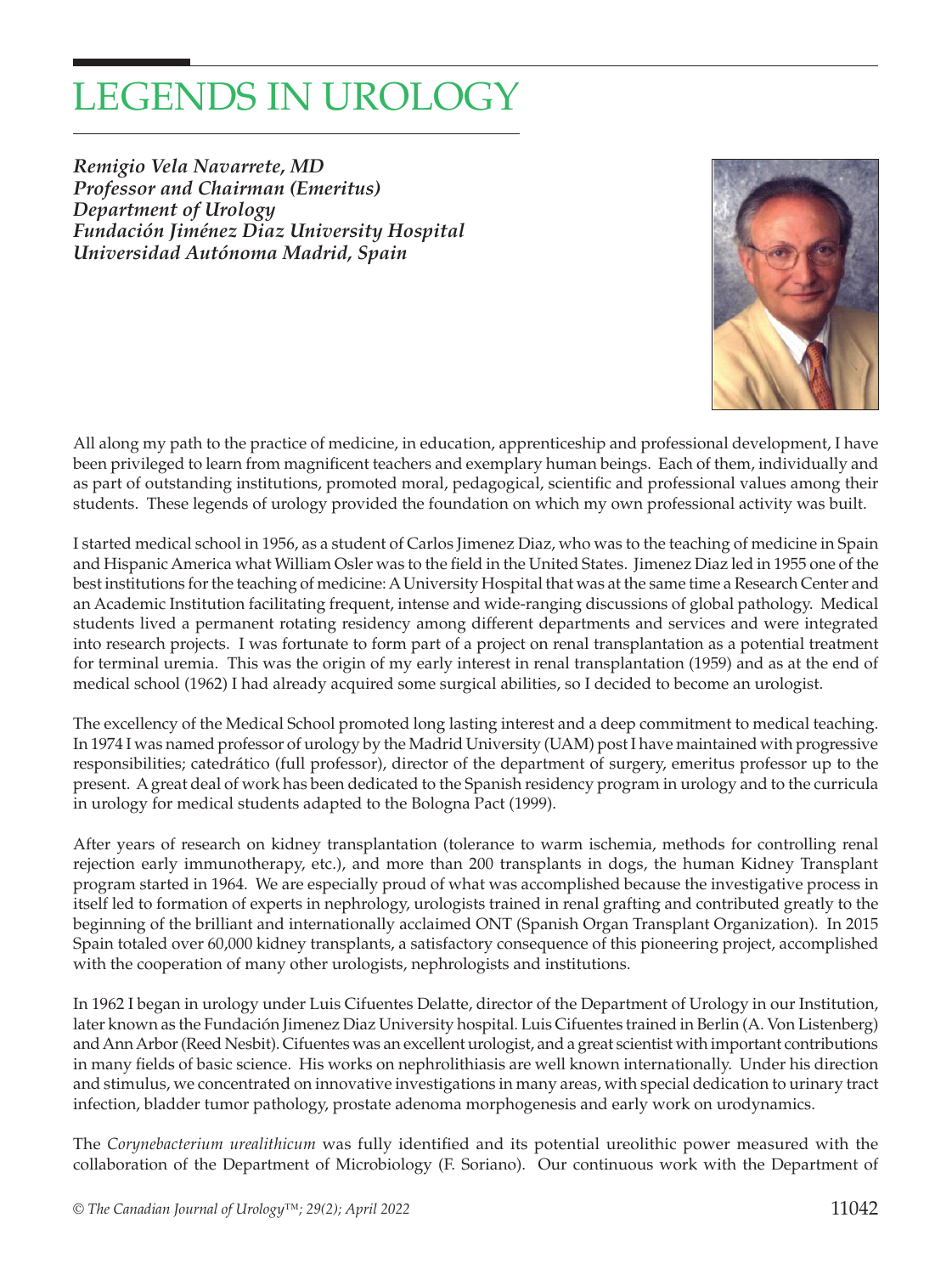# LEGENDS IN UROLOGY

***Remigio Vela Navarrete, MD***
***Professor and Chairman (Emeritus)***
***Department of Urology***
***Fundación Jiménez Diaz University Hospital***
***Universidad Autónoma Madrid, Spain***

All along my path to the practice of medicine, in education, apprenticeship and professional development, I have been privileged to learn from magnificent teachers and exemplary human beings. Each of them, individually and as part of outstanding institutions, promoted moral, pedagogical, scientific and professional values among their students. These legends of urology provided the foundation on which my own professional activity was built.

I started medical school in 1956, as a student of Carlos Jimenez Diaz, who was to the teaching of medicine in Spain and Hispanic America what William Osler was to the field in the United States. Jimenez Diaz led in 1955 one of the best institutions for the teaching of medicine: A University Hospital that was at the same time a Research Center and an Academic Institution facilitating frequent, intense and wide-ranging discussions of global pathology. Medical students lived a permanent rotating residency among different departments and services and were integrated into research projects. I was fortunate to form part of a project on renal transplantation as a potential treatment for terminal uremia. This was the origin of my early interest in renal transplantation (1959) and as at the end of medical school (1962) I had already acquired some surgical abilities, so I decided to become an urologist.

The excellency of the Medical School promoted long lasting interest and a deep commitment to medical teaching. In 1974 I was named professor of urology by the Madrid University (UAM) post I have maintained with progressive responsibilities; catedrático (full professor), director of the department of surgery, emeritus professor up to the present. A great deal of work has been dedicated to the Spanish residency program in urology and to the curricula in urology for medical students adapted to the Bologna Pact (1999).

After years of research on kidney transplantation (tolerance to warm ischemia, methods for controlling renal rejection early immunotherapy, etc.), and more than 200 transplants in dogs, the human Kidney Transplant program started in 1964. We are especially proud of what was accomplished because the investigative process in itself led to formation of experts in nephrology, urologists trained in renal grafting and contributed greatly to the beginning of the brilliant and internationally acclaimed ONT (Spanish Organ Transplant Organization). In 2015 Spain totaled over 60,000 kidney transplants, a satisfactory consequence of this pioneering project, accomplished with the cooperation of many other urologists, nephrologists and institutions.

In 1962 I began in urology under Luis Cifuentes Delatte, director of the Department of Urology in our Institution, later known as the Fundación Jimenez Diaz University hospital. Luis Cifuentes trained in Berlin (A. Von Listenberg) and Ann Arbor (Reed Nesbit). Cifuentes was an excellent urologist, and a great scientist with important contributions in many fields of basic science. His works on nephrolithiasis are well known internationally. Under his direction and stimulus, we concentrated on innovative investigations in many areas, with special dedication to urinary tract infection, bladder tumor pathology, prostate adenoma morphogenesis and early work on urodynamics.

The *Corynebacterium urealithicum* was fully identified and its potential ureolithic power measured with the collaboration of the Department of Microbiology (F. Soriano). Our continuous work with the Department of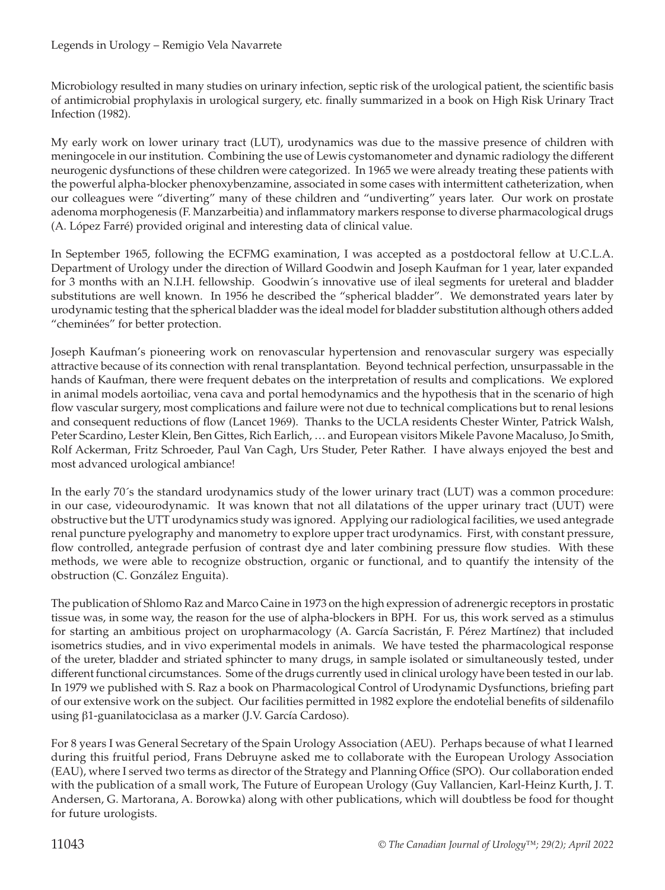Microbiology resulted in many studies on urinary infection, septic risk of the urological patient, the scientific basis of antimicrobial prophylaxis in urological surgery, etc. finally summarized in a book on High Risk Urinary Tract Infection (1982).

My early work on lower urinary tract (LUT), urodynamics was due to the massive presence of children with meningocele in our institution. Combining the use of Lewis cystomanometer and dynamic radiology the different neurogenic dysfunctions of these children were categorized. In 1965 we were already treating these patients with the powerful alpha-blocker phenoxybenzamine, associated in some cases with intermittent catheterization, when our colleagues were "diverting" many of these children and "undiverting" years later. Our work on prostate adenoma morphogenesis (F. Manzarbeitia) and inflammatory markers response to diverse pharmacological drugs (A. López Farré) provided original and interesting data of clinical value.

In September 1965, following the ECFMG examination, I was accepted as a postdoctoral fellow at U.C.L.A. Department of Urology under the direction of Willard Goodwin and Joseph Kaufman for 1 year, later expanded for 3 months with an N.I.H. fellowship. Goodwin´s innovative use of ileal segments for ureteral and bladder substitutions are well known. In 1956 he described the "spherical bladder". We demonstrated years later by urodynamic testing that the spherical bladder was the ideal model for bladder substitution although others added "cheminées" for better protection.

Joseph Kaufman's pioneering work on renovascular hypertension and renovascular surgery was especially attractive because of its connection with renal transplantation. Beyond technical perfection, unsurpassable in the hands of Kaufman, there were frequent debates on the interpretation of results and complications. We explored in animal models aortoiliac, vena cava and portal hemodynamics and the hypothesis that in the scenario of high flow vascular surgery, most complications and failure were not due to technical complications but to renal lesions and consequent reductions of flow (Lancet 1969). Thanks to the UCLA residents Chester Winter, Patrick Walsh, Peter Scardino, Lester Klein, Ben Gittes, Rich Earlich, … and European visitors Mikele Pavone Macaluso, Jo Smith, Rolf Ackerman, Fritz Schroeder, Paul Van Cagh, Urs Studer, Peter Rather. I have always enjoyed the best and most advanced urological ambiance!

In the early 70´s the standard urodynamics study of the lower urinary tract (LUT) was a common procedure: in our case, videourodynamic. It was known that not all dilatations of the upper urinary tract (UUT) were obstructive but the UTT urodynamics study was ignored. Applying our radiological facilities, we used antegrade renal puncture pyelography and manometry to explore upper tract urodynamics. First, with constant pressure, flow controlled, antegrade perfusion of contrast dye and later combining pressure flow studies. With these methods, we were able to recognize obstruction, organic or functional, and to quantify the intensity of the obstruction (C. González Enguita).

The publication of Shlomo Raz and Marco Caine in 1973 on the high expression of adrenergic receptors in prostatic tissue was, in some way, the reason for the use of alpha-blockers in BPH. For us, this work served as a stimulus for starting an ambitious project on uropharmacology (A. García Sacristán, F. Pérez Martínez) that included isometrics studies, and in vivo experimental models in animals. We have tested the pharmacological response of the ureter, bladder and striated sphincter to many drugs, in sample isolated or simultaneously tested, under different functional circumstances. Some of the drugs currently used in clinical urology have been tested in our lab. In 1979 we published with S. Raz a book on Pharmacological Control of Urodynamic Dysfunctions, briefing part of our extensive work on the subject. Our facilities permitted in 1982 explore the endotelial benefits of sildenafilo using β1-guanilatociclasa as a marker (J.V. García Cardoso).

For 8 years I was General Secretary of the Spain Urology Association (AEU). Perhaps because of what I learned during this fruitful period, Frans Debruyne asked me to collaborate with the European Urology Association (EAU), where I served two terms as director of the Strategy and Planning Office (SPO). Our collaboration ended with the publication of a small work, The Future of European Urology (Guy Vallancien, Karl-Heinz Kurth, J. T. Andersen, G. Martorana, A. Borowka) along with other publications, which will doubtless be food for thought for future urologists.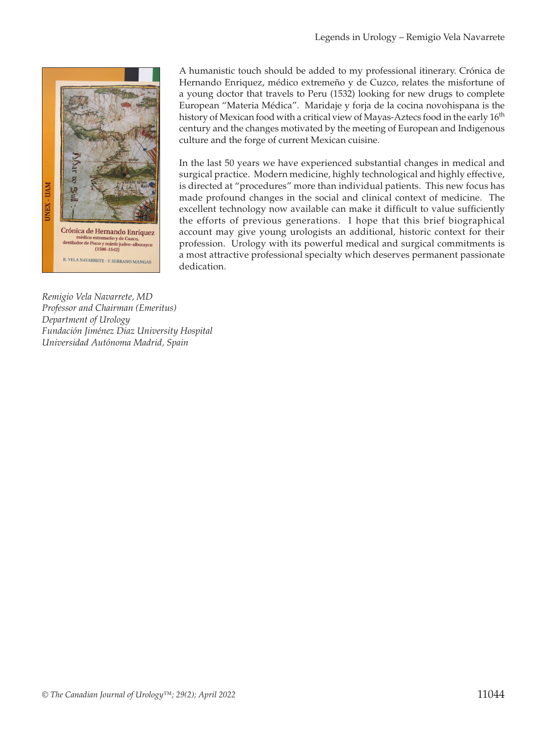A humanistic touch should be added to my professional itinerary. Crónica de Hernando Enriquez, médico extremeño y de Cuzco, relates the misfortune of a young doctor that travels to Peru (1532) looking for new drugs to complete European "Materia Médica". Maridaje y forja de la cocina novohispana is the history of Mexican food with a critical view of Mayas-Aztecs food in the early 16th century and the changes motivated by the meeting of European and Indigenous culture and the forge of current Mexican cuisine.

In the last 50 years we have experienced substantial changes in medical and surgical practice. Modern medicine, highly technological and highly effective, is directed at "procedures" more than individual patients. This new focus has made profound changes in the social and clinical context of medicine. The excellent technology now available can make it difficult to value sufficiently the efforts of previous generations. I hope that this brief biographical account may give young urologists an additional, historic context for their profession. Urology with its powerful medical and surgical commitments is a most attractive professional specialty which deserves permanent passionate dedication.

*Remigio Vela Navarrete, MD*
*Professor and Chairman (Emeritus)*
*Department of Urology*
*Fundación Jiménez Diaz University Hospital*
*Universidad Autónoma Madrid, Spain*